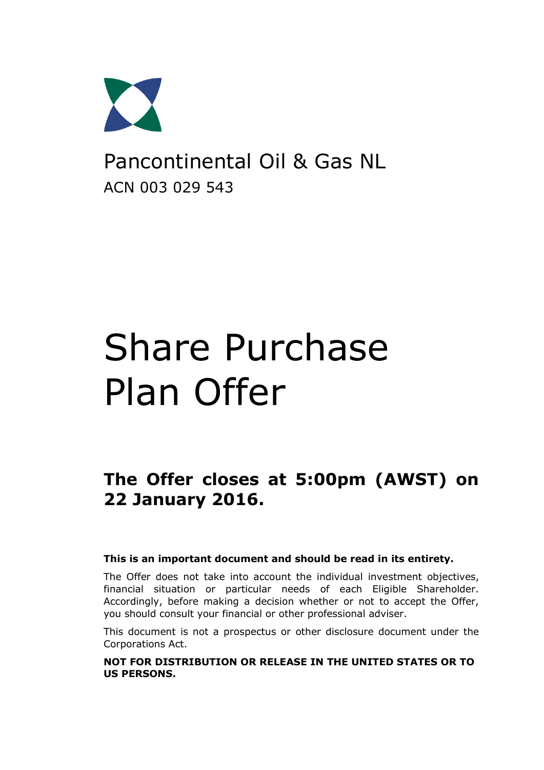Pancontinental Oil & Gas NL

ACN 003 029 543

# Share Purchase Plan Offer

## The Offer closes at 5:00pm (AWST) on 22 January 2016.

**This is an important document and should be read in its entirety.**

The Offer does not take into account the individual investment objectives, financial situation or particular needs of each Eligible Shareholder. Accordingly, before making a decision whether or not to accept the Offer, you should consult your financial or other professional adviser.

This document is not a prospectus or other disclosure document under the Corporations Act.

**NOT FOR DISTRIBUTION OR RELEASE IN THE UNITED STATES OR TO US PERSONS.**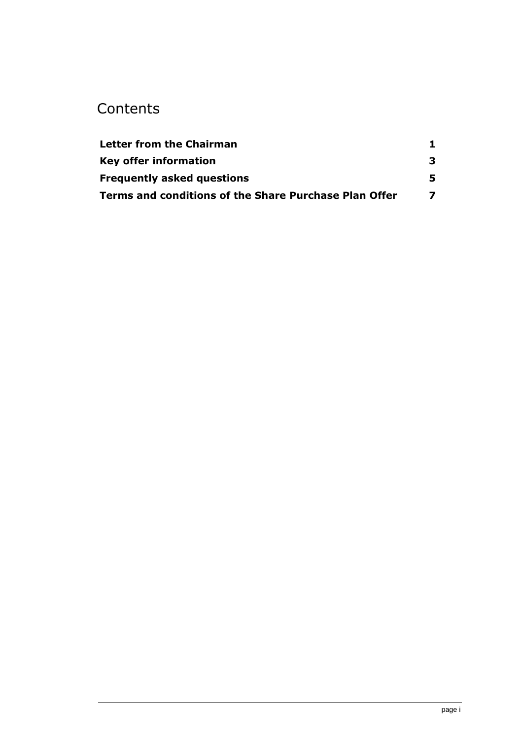# Contents

| | |
|---|---|
| **Letter from the Chairman** | **1** |
| **Key offer information** | **3** |
| **Frequently asked questions** | **5** |
| **Terms and conditions of the Share Purchase Plan Offer** | **7** |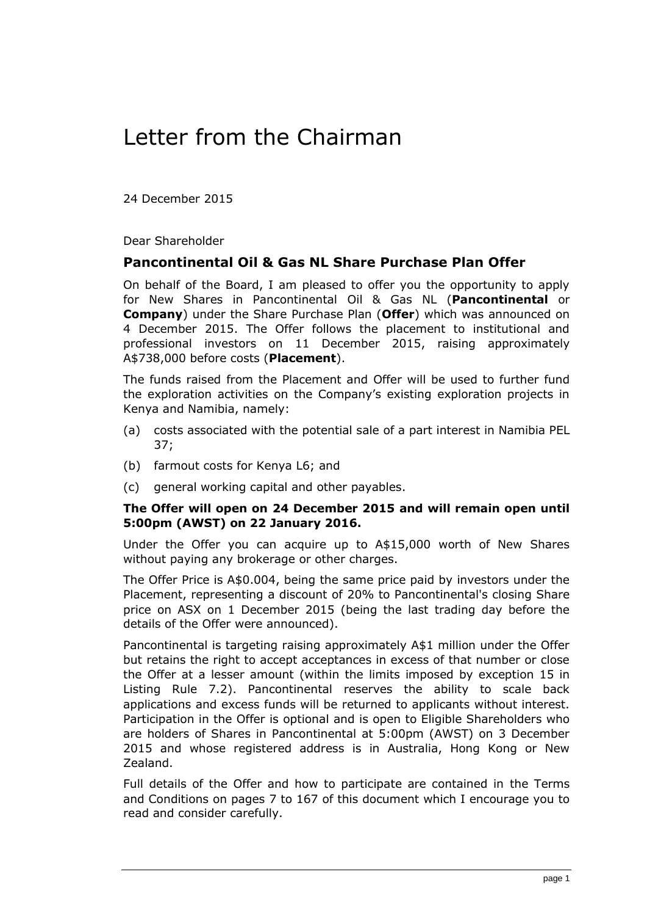# Letter from the Chairman

24 December 2015

Dear Shareholder

## Pancontinental Oil & Gas NL Share Purchase Plan Offer

On behalf of the Board, I am pleased to offer you the opportunity to apply for New Shares in Pancontinental Oil & Gas NL (**Pancontinental** or **Company**) under the Share Purchase Plan (**Offer**) which was announced on 4 December 2015. The Offer follows the placement to institutional and professional investors on 11 December 2015, raising approximately A$738,000 before costs (**Placement**).

The funds raised from the Placement and Offer will be used to further fund the exploration activities on the Company's existing exploration projects in Kenya and Namibia, namely:

(a) costs associated with the potential sale of a part interest in Namibia PEL 37;

(b) farmout costs for Kenya L6; and

(c) general working capital and other payables.

**The Offer will open on 24 December 2015 and will remain open until 5:00pm (AWST) on 22 January 2016.**

Under the Offer you can acquire up to A$15,000 worth of New Shares without paying any brokerage or other charges.

The Offer Price is A$0.004, being the same price paid by investors under the Placement, representing a discount of 20% to Pancontinental's closing Share price on ASX on 1 December 2015 (being the last trading day before the details of the Offer were announced).

Pancontinental is targeting raising approximately A$1 million under the Offer but retains the right to accept acceptances in excess of that number or close the Offer at a lesser amount (within the limits imposed by exception 15 in Listing Rule 7.2). Pancontinental reserves the ability to scale back applications and excess funds will be returned to applicants without interest. Participation in the Offer is optional and is open to Eligible Shareholders who are holders of Shares in Pancontinental at 5:00pm (AWST) on 3 December 2015 and whose registered address is in Australia, Hong Kong or New Zealand.

Full details of the Offer and how to participate are contained in the Terms and Conditions on pages 7 to 167 of this document which I encourage you to read and consider carefully.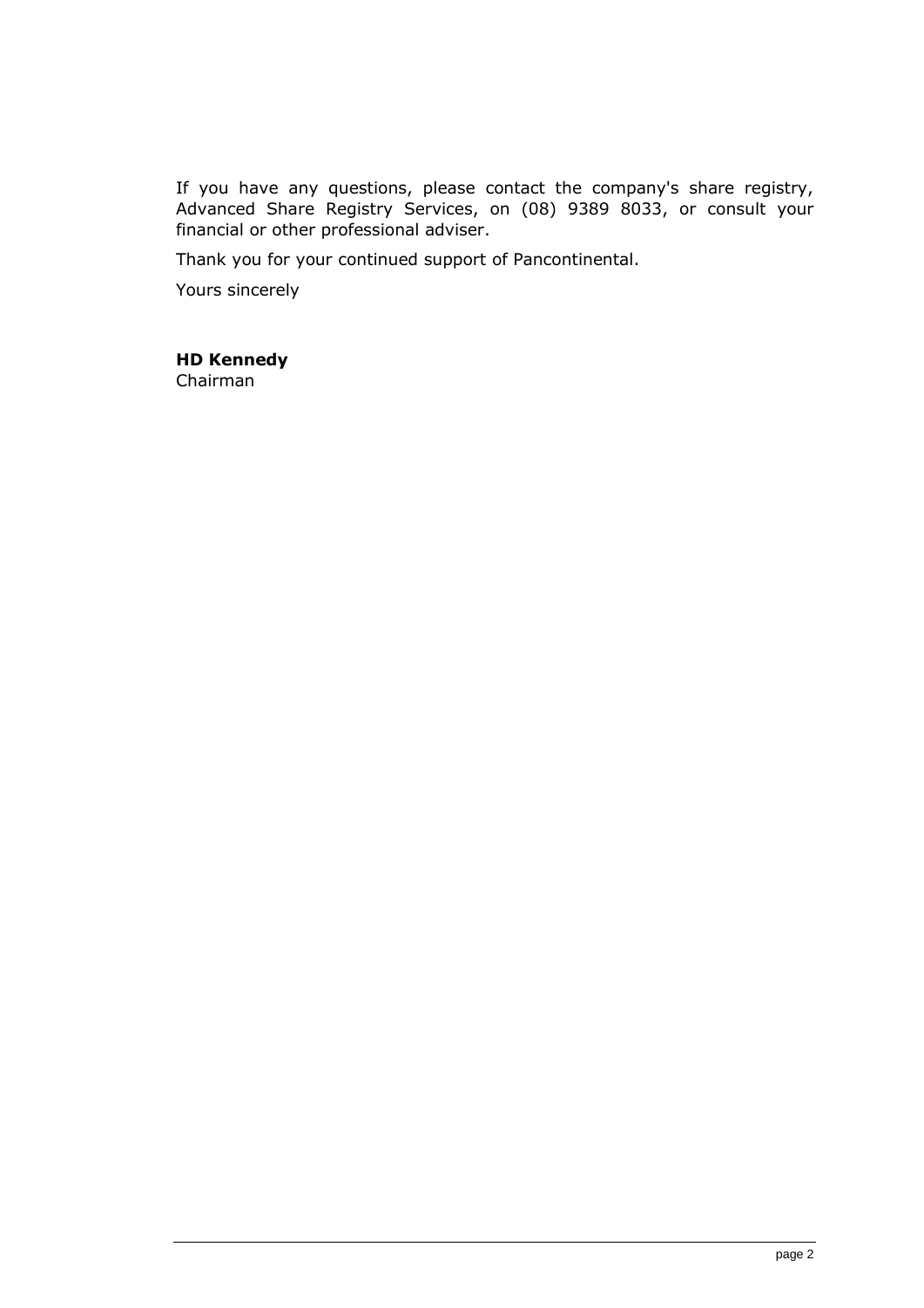If you have any questions, please contact the company's share registry, Advanced Share Registry Services, on (08) 9389 8033, or consult your financial or other professional adviser.

Thank you for your continued support of Pancontinental.

Yours sincerely

**HD Kennedy**
Chairman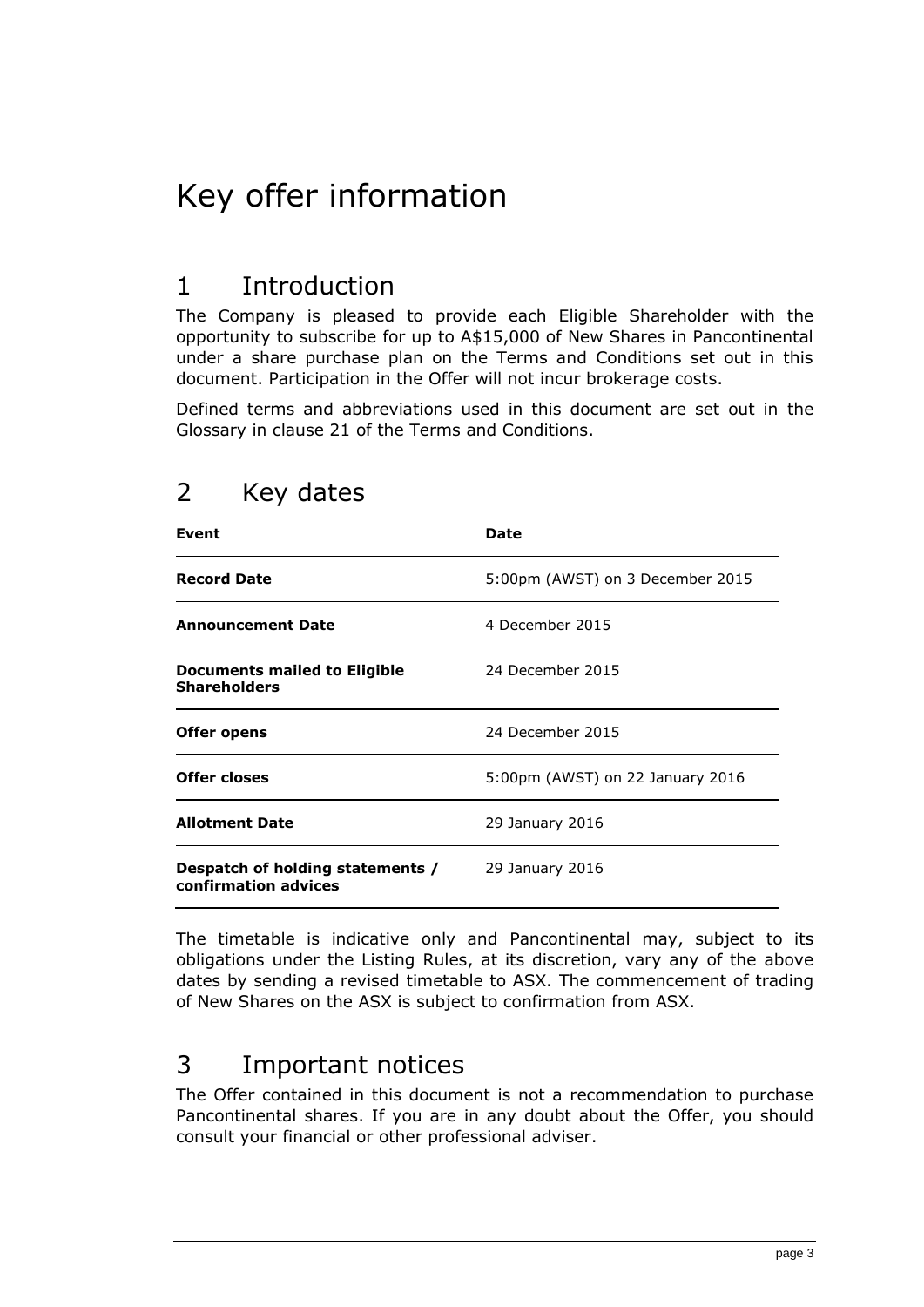# Key offer information

## 1 Introduction

The Company is pleased to provide each Eligible Shareholder with the opportunity to subscribe for up to A$15,000 of New Shares in Pancontinental under a share purchase plan on the Terms and Conditions set out in this document. Participation in the Offer will not incur brokerage costs.

Defined terms and abbreviations used in this document are set out in the Glossary in clause 21 of the Terms and Conditions.

## 2 Key dates

| Event | Date |
| --- | --- |
| **Record Date** | 5:00pm (AWST) on 3 December 2015 |
| **Announcement Date** | 4 December 2015 |
| **Documents mailed to Eligible Shareholders** | 24 December 2015 |
| **Offer opens** | 24 December 2015 |
| **Offer closes** | 5:00pm (AWST) on 22 January 2016 |
| **Allotment Date** | 29 January 2016 |
| **Despatch of holding statements / confirmation advices** | 29 January 2016 |

The timetable is indicative only and Pancontinental may, subject to its obligations under the Listing Rules, at its discretion, vary any of the above dates by sending a revised timetable to ASX. The commencement of trading of New Shares on the ASX is subject to confirmation from ASX.

## 3 Important notices

The Offer contained in this document is not a recommendation to purchase Pancontinental shares. If you are in any doubt about the Offer, you should consult your financial or other professional adviser.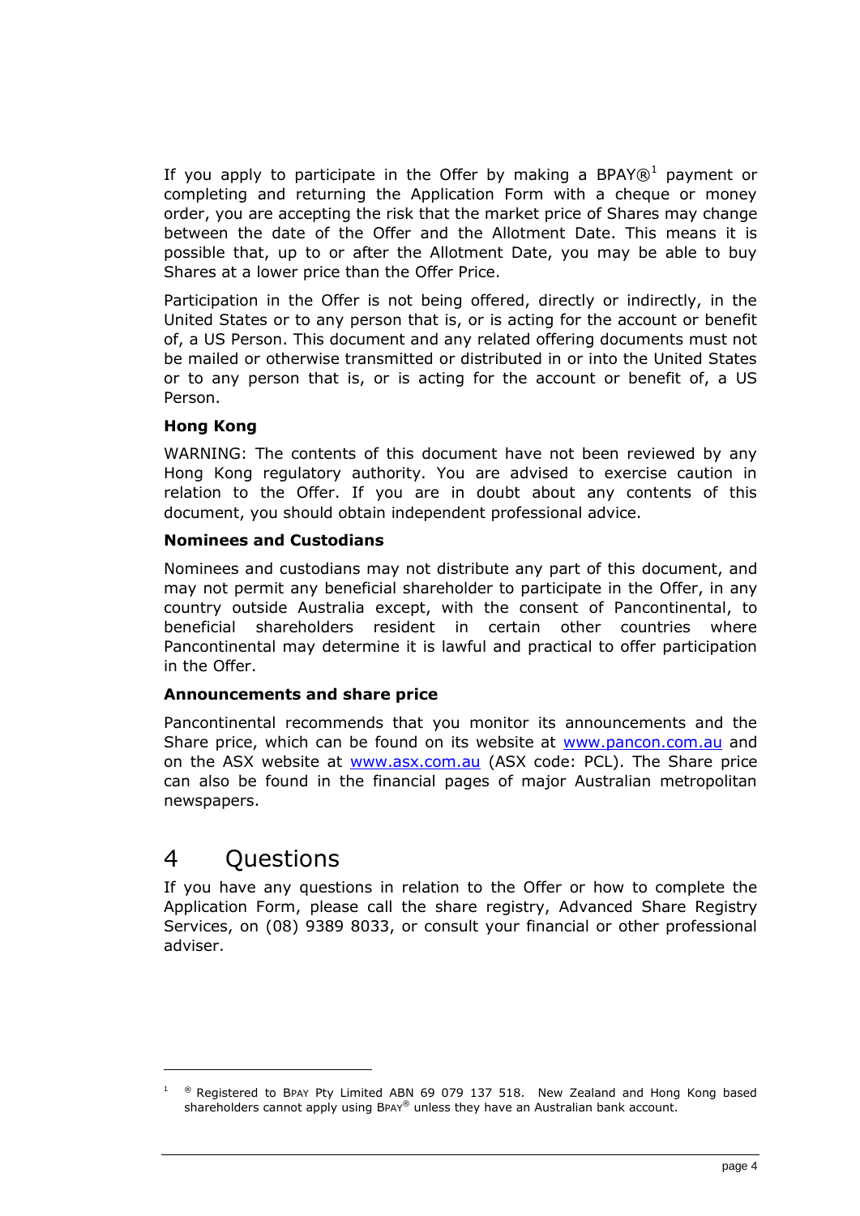If you apply to participate in the Offer by making a BPAY®[1] payment or completing and returning the Application Form with a cheque or money order, you are accepting the risk that the market price of Shares may change between the date of the Offer and the Allotment Date. This means it is possible that, up to or after the Allotment Date, you may be able to buy Shares at a lower price than the Offer Price.

Participation in the Offer is not being offered, directly or indirectly, in the United States or to any person that is, or is acting for the account or benefit of, a US Person. This document and any related offering documents must not be mailed or otherwise transmitted or distributed in or into the United States or to any person that is, or is acting for the account or benefit of, a US Person.

**Hong Kong**

WARNING: The contents of this document have not been reviewed by any Hong Kong regulatory authority. You are advised to exercise caution in relation to the Offer. If you are in doubt about any contents of this document, you should obtain independent professional advice.

**Nominees and Custodians**

Nominees and custodians may not distribute any part of this document, and may not permit any beneficial shareholder to participate in the Offer, in any country outside Australia except, with the consent of Pancontinental, to beneficial shareholders resident in certain other countries where Pancontinental may determine it is lawful and practical to offer participation in the Offer.

**Announcements and share price**

Pancontinental recommends that you monitor its announcements and the Share price, which can be found on its website at www.pancon.com.au and on the ASX website at www.asx.com.au (ASX code: PCL). The Share price can also be found in the financial pages of major Australian metropolitan newspapers.

# 4 Questions

If you have any questions in relation to the Offer or how to complete the Application Form, please call the share registry, Advanced Share Registry Services, on (08) 9389 8033, or consult your financial or other professional adviser.

---

[1] ® Registered to BPAY Pty Limited ABN 69 079 137 518. New Zealand and Hong Kong based shareholders cannot apply using BPAY® unless they have an Australian bank account.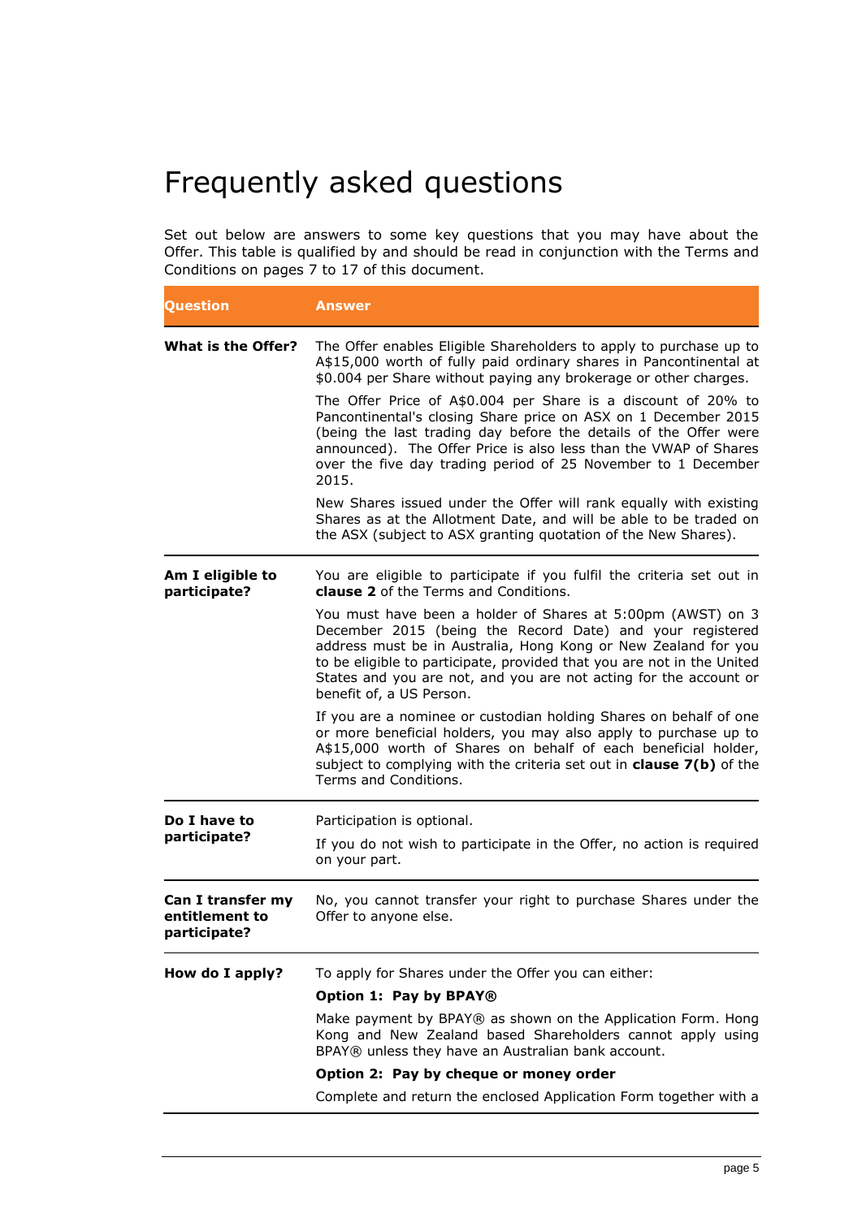# Frequently asked questions

Set out below are answers to some key questions that you may have about the Offer. This table is qualified by and should be read in conjunction with the Terms and Conditions on pages 7 to 17 of this document.

| Question | Answer |
|---|---|
| **What is the Offer?** | The Offer enables Eligible Shareholders to apply to purchase up to A$15,000 worth of fully paid ordinary shares in Pancontinental at $0.004 per Share without paying any brokerage or other charges.<br><br>The Offer Price of A$0.004 per Share is a discount of 20% to Pancontinental's closing Share price on ASX on 1 December 2015 (being the last trading day before the details of the Offer were announced). The Offer Price is also less than the VWAP of Shares over the five day trading period of 25 November to 1 December 2015.<br><br>New Shares issued under the Offer will rank equally with existing Shares as at the Allotment Date, and will be able to be traded on the ASX (subject to ASX granting quotation of the New Shares). |
| **Am I eligible to participate?** | You are eligible to participate if you fulfil the criteria set out in **clause 2** of the Terms and Conditions.<br><br>You must have been a holder of Shares at 5:00pm (AWST) on 3 December 2015 (being the Record Date) and your registered address must be in Australia, Hong Kong or New Zealand for you to be eligible to participate, provided that you are not in the United States and you are not, and you are not acting for the account or benefit of, a US Person.<br><br>If you are a nominee or custodian holding Shares on behalf of one or more beneficial holders, you may also apply to purchase up to A$15,000 worth of Shares on behalf of each beneficial holder, subject to complying with the criteria set out in **clause 7(b)** of the Terms and Conditions. |
| **Do I have to participate?** | Participation is optional.<br><br>If you do not wish to participate in the Offer, no action is required on your part. |
| **Can I transfer my entitlement to participate?** | No, you cannot transfer your right to purchase Shares under the Offer to anyone else. |
| **How do I apply?** | To apply for Shares under the Offer you can either:<br><br>**Option 1: Pay by BPAY®**<br><br>Make payment by BPAY® as shown on the Application Form. Hong Kong and New Zealand based Shareholders cannot apply using BPAY® unless they have an Australian bank account.<br><br>**Option 2: Pay by cheque or money order**<br><br>Complete and return the enclosed Application Form together with a |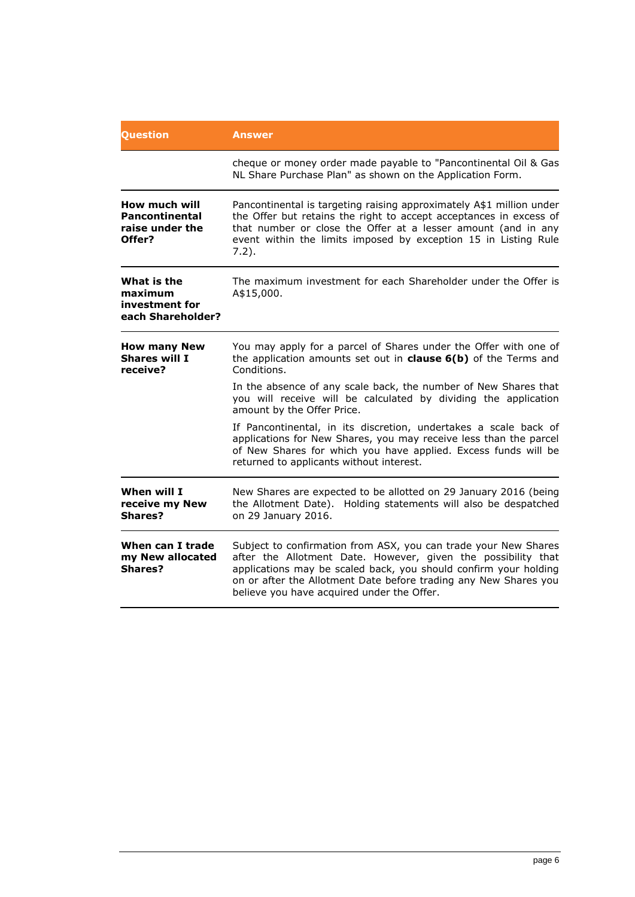| Question | Answer |
| --- | --- |
| | cheque or money order made payable to "Pancontinental Oil & Gas NL Share Purchase Plan" as shown on the Application Form. |
| **How much will Pancontinental raise under the Offer?** | Pancontinental is targeting raising approximately A$1 million under the Offer but retains the right to accept acceptances in excess of that number or close the Offer at a lesser amount (and in any event within the limits imposed by exception 15 in Listing Rule 7.2). |
| **What is the maximum investment for each Shareholder?** | The maximum investment for each Shareholder under the Offer is A$15,000. |
| **How many New Shares will I receive?** | You may apply for a parcel of Shares under the Offer with one of the application amounts set out in **clause 6(b)** of the Terms and Conditions.<br><br>In the absence of any scale back, the number of New Shares that you will receive will be calculated by dividing the application amount by the Offer Price.<br><br>If Pancontinental, in its discretion, undertakes a scale back of applications for New Shares, you may receive less than the parcel of New Shares for which you have applied. Excess funds will be returned to applicants without interest. |
| **When will I receive my New Shares?** | New Shares are expected to be allotted on 29 January 2016 (being the Allotment Date). Holding statements will also be despatched on 29 January 2016. |
| **When can I trade my New allocated Shares?** | Subject to confirmation from ASX, you can trade your New Shares after the Allotment Date. However, given the possibility that applications may be scaled back, you should confirm your holding on or after the Allotment Date before trading any New Shares you believe you have acquired under the Offer. |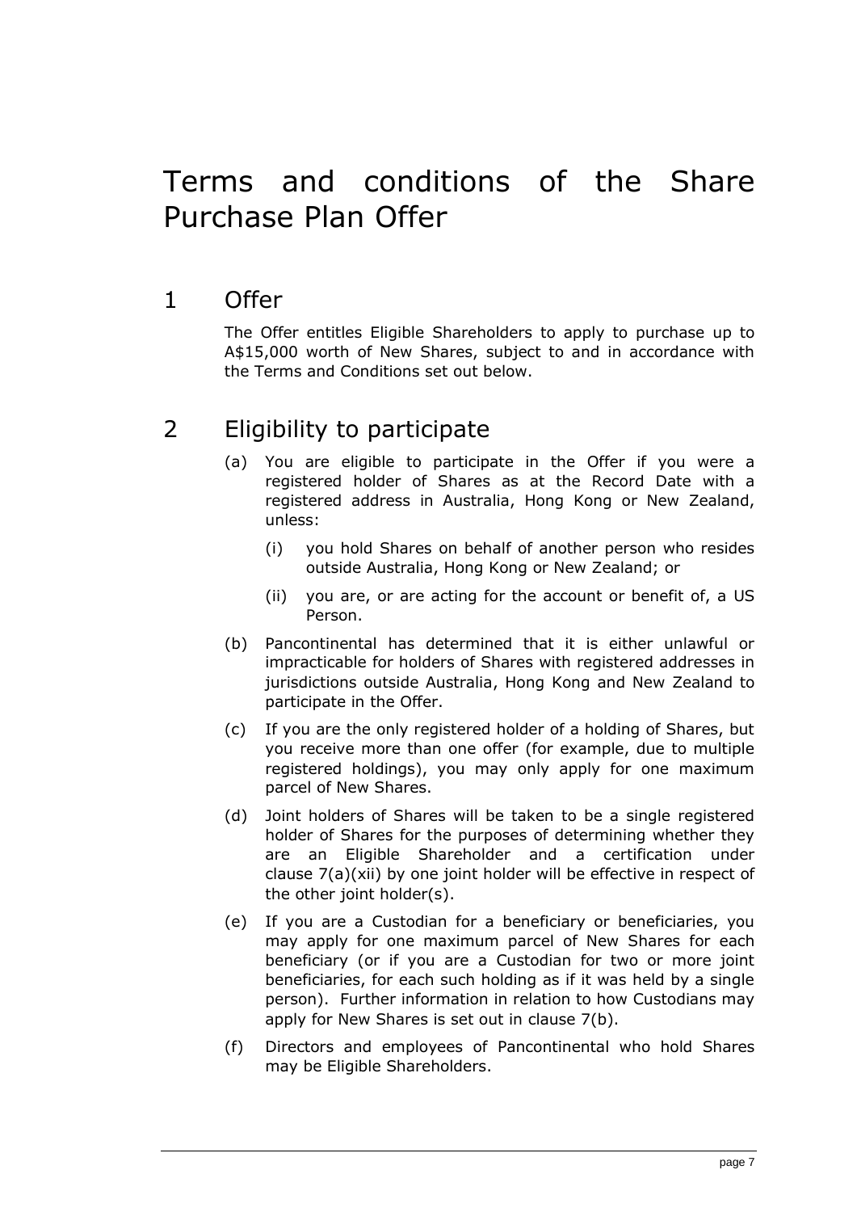# Terms and conditions of the Share Purchase Plan Offer

## 1 Offer

The Offer entitles Eligible Shareholders to apply to purchase up to A$15,000 worth of New Shares, subject to and in accordance with the Terms and Conditions set out below.

## 2 Eligibility to participate

(a) You are eligible to participate in the Offer if you were a registered holder of Shares as at the Record Date with a registered address in Australia, Hong Kong or New Zealand, unless:

  (i) you hold Shares on behalf of another person who resides outside Australia, Hong Kong or New Zealand; or

  (ii) you are, or are acting for the account or benefit of, a US Person.

(b) Pancontinental has determined that it is either unlawful or impracticable for holders of Shares with registered addresses in jurisdictions outside Australia, Hong Kong and New Zealand to participate in the Offer.

(c) If you are the only registered holder of a holding of Shares, but you receive more than one offer (for example, due to multiple registered holdings), you may only apply for one maximum parcel of New Shares.

(d) Joint holders of Shares will be taken to be a single registered holder of Shares for the purposes of determining whether they are an Eligible Shareholder and a certification under clause 7(a)(xii) by one joint holder will be effective in respect of the other joint holder(s).

(e) If you are a Custodian for a beneficiary or beneficiaries, you may apply for one maximum parcel of New Shares for each beneficiary (or if you are a Custodian for two or more joint beneficiaries, for each such holding as if it was held by a single person). Further information in relation to how Custodians may apply for New Shares is set out in clause 7(b).

(f) Directors and employees of Pancontinental who hold Shares may be Eligible Shareholders.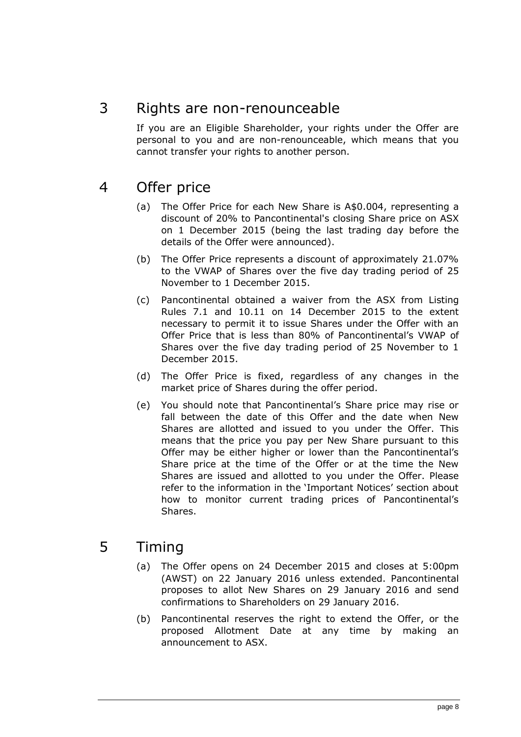# 3 Rights are non-renounceable

If you are an Eligible Shareholder, your rights under the Offer are personal to you and are non-renounceable, which means that you cannot transfer your rights to another person.

# 4 Offer price

(a) The Offer Price for each New Share is A$0.004, representing a discount of 20% to Pancontinental's closing Share price on ASX on 1 December 2015 (being the last trading day before the details of the Offer were announced).

(b) The Offer Price represents a discount of approximately 21.07% to the VWAP of Shares over the five day trading period of 25 November to 1 December 2015.

(c) Pancontinental obtained a waiver from the ASX from Listing Rules 7.1 and 10.11 on 14 December 2015 to the extent necessary to permit it to issue Shares under the Offer with an Offer Price that is less than 80% of Pancontinental's VWAP of Shares over the five day trading period of 25 November to 1 December 2015.

(d) The Offer Price is fixed, regardless of any changes in the market price of Shares during the offer period.

(e) You should note that Pancontinental's Share price may rise or fall between the date of this Offer and the date when New Shares are allotted and issued to you under the Offer. This means that the price you pay per New Share pursuant to this Offer may be either higher or lower than the Pancontinental's Share price at the time of the Offer or at the time the New Shares are issued and allotted to you under the Offer. Please refer to the information in the 'Important Notices' section about how to monitor current trading prices of Pancontinental's Shares.

# 5 Timing

(a) The Offer opens on 24 December 2015 and closes at 5:00pm (AWST) on 22 January 2016 unless extended. Pancontinental proposes to allot New Shares on 29 January 2016 and send confirmations to Shareholders on 29 January 2016.

(b) Pancontinental reserves the right to extend the Offer, or the proposed Allotment Date at any time by making an announcement to ASX.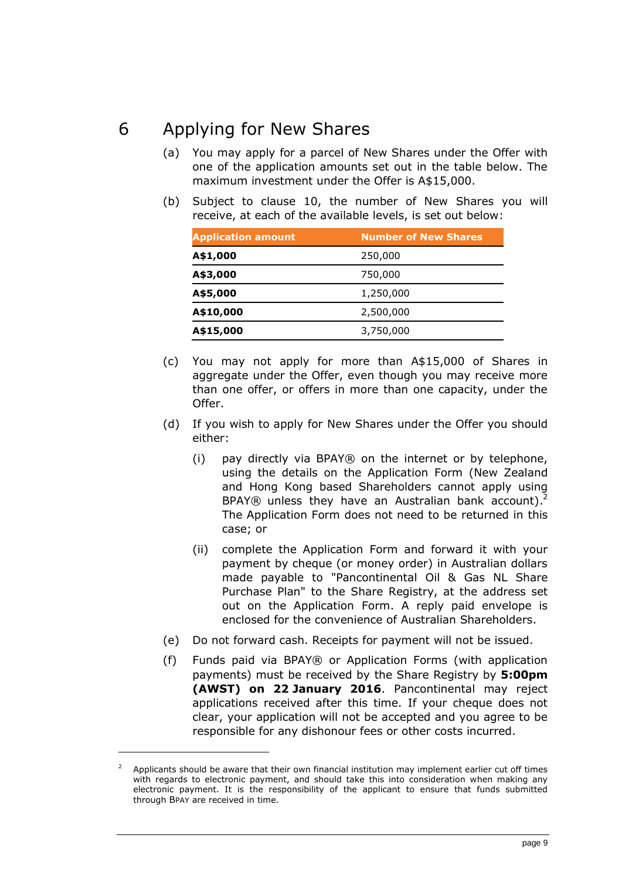# 6 Applying for New Shares

(a) You may apply for a parcel of New Shares under the Offer with one of the application amounts set out in the table below. The maximum investment under the Offer is A$15,000.

(b) Subject to clause 10, the number of New Shares you will receive, at each of the available levels, is set out below:

| Application amount | Number of New Shares |
|---|---|
| **A$1,000** | 250,000 |
| **A$3,000** | 750,000 |
| **A$5,000** | 1,250,000 |
| **A$10,000** | 2,500,000 |
| **A$15,000** | 3,750,000 |

(c) You may not apply for more than A$15,000 of Shares in aggregate under the Offer, even though you may receive more than one offer, or offers in more than one capacity, under the Offer.

(d) If you wish to apply for New Shares under the Offer you should either:

(i) pay directly via BPAY® on the internet or by telephone, using the details on the Application Form (New Zealand and Hong Kong based Shareholders cannot apply using BPAY® unless they have an Australian bank account).[2] The Application Form does not need to be returned in this case; or

(ii) complete the Application Form and forward it with your payment by cheque (or money order) in Australian dollars made payable to "Pancontinental Oil & Gas NL Share Purchase Plan" to the Share Registry, at the address set out on the Application Form. A reply paid envelope is enclosed for the convenience of Australian Shareholders.

(e) Do not forward cash. Receipts for payment will not be issued.

(f) Funds paid via BPAY® or Application Forms (with application payments) must be received by the Share Registry by **5:00pm (AWST) on 22 January 2016**. Pancontinental may reject applications received after this time. If your cheque does not clear, your application will not be accepted and you agree to be responsible for any dishonour fees or other costs incurred.

---

[2] Applicants should be aware that their own financial institution may implement earlier cut off times with regards to electronic payment, and should take this into consideration when making any electronic payment. It is the responsibility of the applicant to ensure that funds submitted through BPAY are received in time.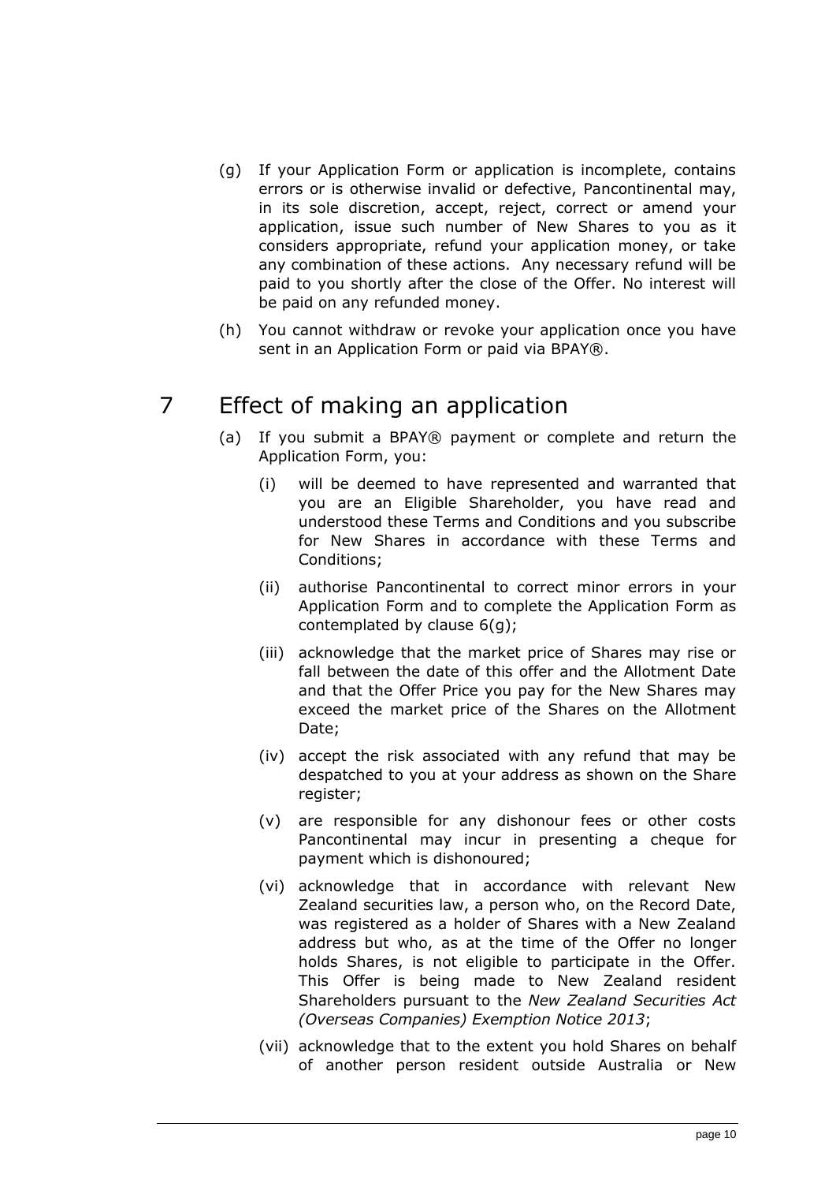(g) If your Application Form or application is incomplete, contains errors or is otherwise invalid or defective, Pancontinental may, in its sole discretion, accept, reject, correct or amend your application, issue such number of New Shares to you as it considers appropriate, refund your application money, or take any combination of these actions. Any necessary refund will be paid to you shortly after the close of the Offer. No interest will be paid on any refunded money.

(h) You cannot withdraw or revoke your application once you have sent in an Application Form or paid via BPAY®.

# 7 Effect of making an application

(a) If you submit a BPAY® payment or complete and return the Application Form, you:

(i) will be deemed to have represented and warranted that you are an Eligible Shareholder, you have read and understood these Terms and Conditions and you subscribe for New Shares in accordance with these Terms and Conditions;

(ii) authorise Pancontinental to correct minor errors in your Application Form and to complete the Application Form as contemplated by clause 6(g);

(iii) acknowledge that the market price of Shares may rise or fall between the date of this offer and the Allotment Date and that the Offer Price you pay for the New Shares may exceed the market price of the Shares on the Allotment Date;

(iv) accept the risk associated with any refund that may be despatched to you at your address as shown on the Share register;

(v) are responsible for any dishonour fees or other costs Pancontinental may incur in presenting a cheque for payment which is dishonoured;

(vi) acknowledge that in accordance with relevant New Zealand securities law, a person who, on the Record Date, was registered as a holder of Shares with a New Zealand address but who, as at the time of the Offer no longer holds Shares, is not eligible to participate in the Offer. This Offer is being made to New Zealand resident Shareholders pursuant to the *New Zealand Securities Act (Overseas Companies) Exemption Notice 2013*;

(vii) acknowledge that to the extent you hold Shares on behalf of another person resident outside Australia or New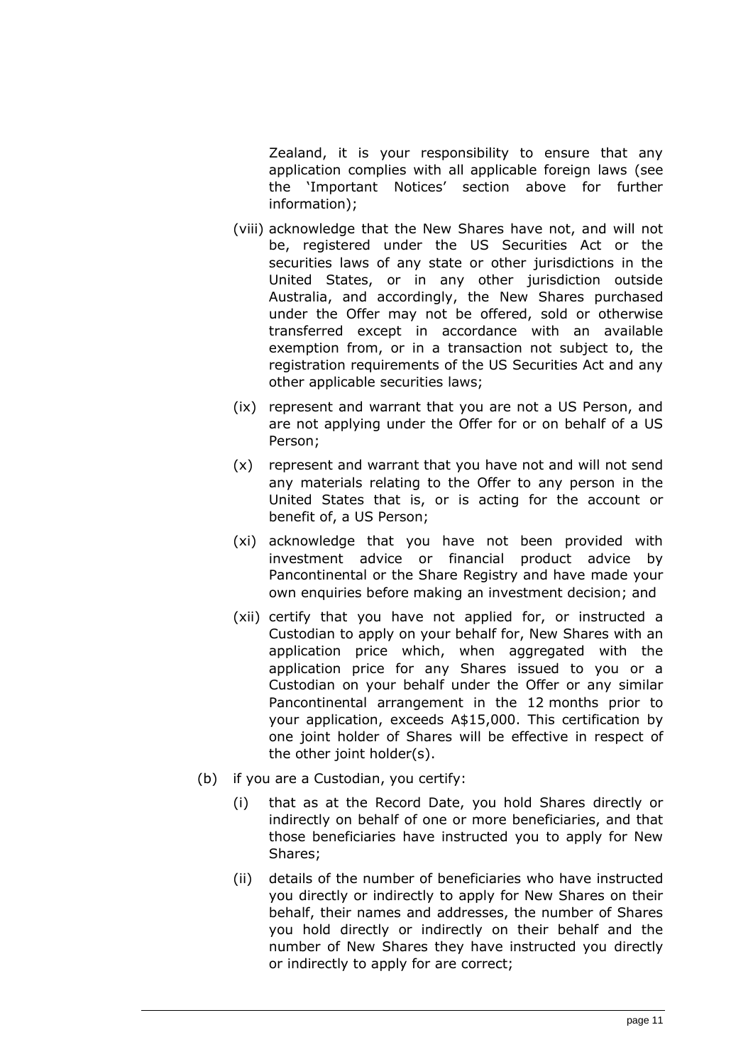Zealand, it is your responsibility to ensure that any application complies with all applicable foreign laws (see the 'Important Notices' section above for further information);

(viii) acknowledge that the New Shares have not, and will not be, registered under the US Securities Act or the securities laws of any state or other jurisdictions in the United States, or in any other jurisdiction outside Australia, and accordingly, the New Shares purchased under the Offer may not be offered, sold or otherwise transferred except in accordance with an available exemption from, or in a transaction not subject to, the registration requirements of the US Securities Act and any other applicable securities laws;

(ix) represent and warrant that you are not a US Person, and are not applying under the Offer for or on behalf of a US Person;

(x) represent and warrant that you have not and will not send any materials relating to the Offer to any person in the United States that is, or is acting for the account or benefit of, a US Person;

(xi) acknowledge that you have not been provided with investment advice or financial product advice by Pancontinental or the Share Registry and have made your own enquiries before making an investment decision; and

(xii) certify that you have not applied for, or instructed a Custodian to apply on your behalf for, New Shares with an application price which, when aggregated with the application price for any Shares issued to you or a Custodian on your behalf under the Offer or any similar Pancontinental arrangement in the 12 months prior to your application, exceeds A$15,000. This certification by one joint holder of Shares will be effective in respect of the other joint holder(s).

(b) if you are a Custodian, you certify:

(i) that as at the Record Date, you hold Shares directly or indirectly on behalf of one or more beneficiaries, and that those beneficiaries have instructed you to apply for New Shares;

(ii) details of the number of beneficiaries who have instructed you directly or indirectly to apply for New Shares on their behalf, their names and addresses, the number of Shares you hold directly or indirectly on their behalf and the number of New Shares they have instructed you directly or indirectly to apply for are correct;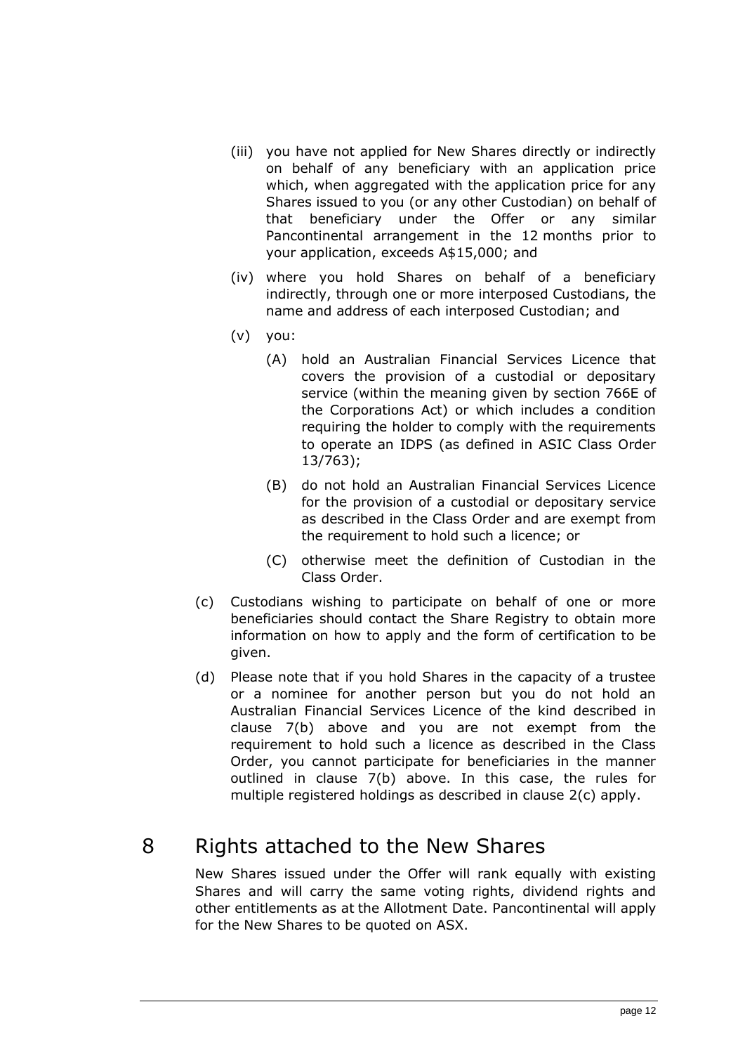(iii) you have not applied for New Shares directly or indirectly on behalf of any beneficiary with an application price which, when aggregated with the application price for any Shares issued to you (or any other Custodian) on behalf of that beneficiary under the Offer or any similar Pancontinental arrangement in the 12 months prior to your application, exceeds A$15,000; and

(iv) where you hold Shares on behalf of a beneficiary indirectly, through one or more interposed Custodians, the name and address of each interposed Custodian; and

(v) you:

(A) hold an Australian Financial Services Licence that covers the provision of a custodial or depositary service (within the meaning given by section 766E of the Corporations Act) or which includes a condition requiring the holder to comply with the requirements to operate an IDPS (as defined in ASIC Class Order 13/763);

(B) do not hold an Australian Financial Services Licence for the provision of a custodial or depositary service as described in the Class Order and are exempt from the requirement to hold such a licence; or

(C) otherwise meet the definition of Custodian in the Class Order.

(c) Custodians wishing to participate on behalf of one or more beneficiaries should contact the Share Registry to obtain more information on how to apply and the form of certification to be given.

(d) Please note that if you hold Shares in the capacity of a trustee or a nominee for another person but you do not hold an Australian Financial Services Licence of the kind described in clause 7(b) above and you are not exempt from the requirement to hold such a licence as described in the Class Order, you cannot participate for beneficiaries in the manner outlined in clause 7(b) above. In this case, the rules for multiple registered holdings as described in clause 2(c) apply.

# 8 Rights attached to the New Shares

New Shares issued under the Offer will rank equally with existing Shares and will carry the same voting rights, dividend rights and other entitlements as at the Allotment Date. Pancontinental will apply for the New Shares to be quoted on ASX.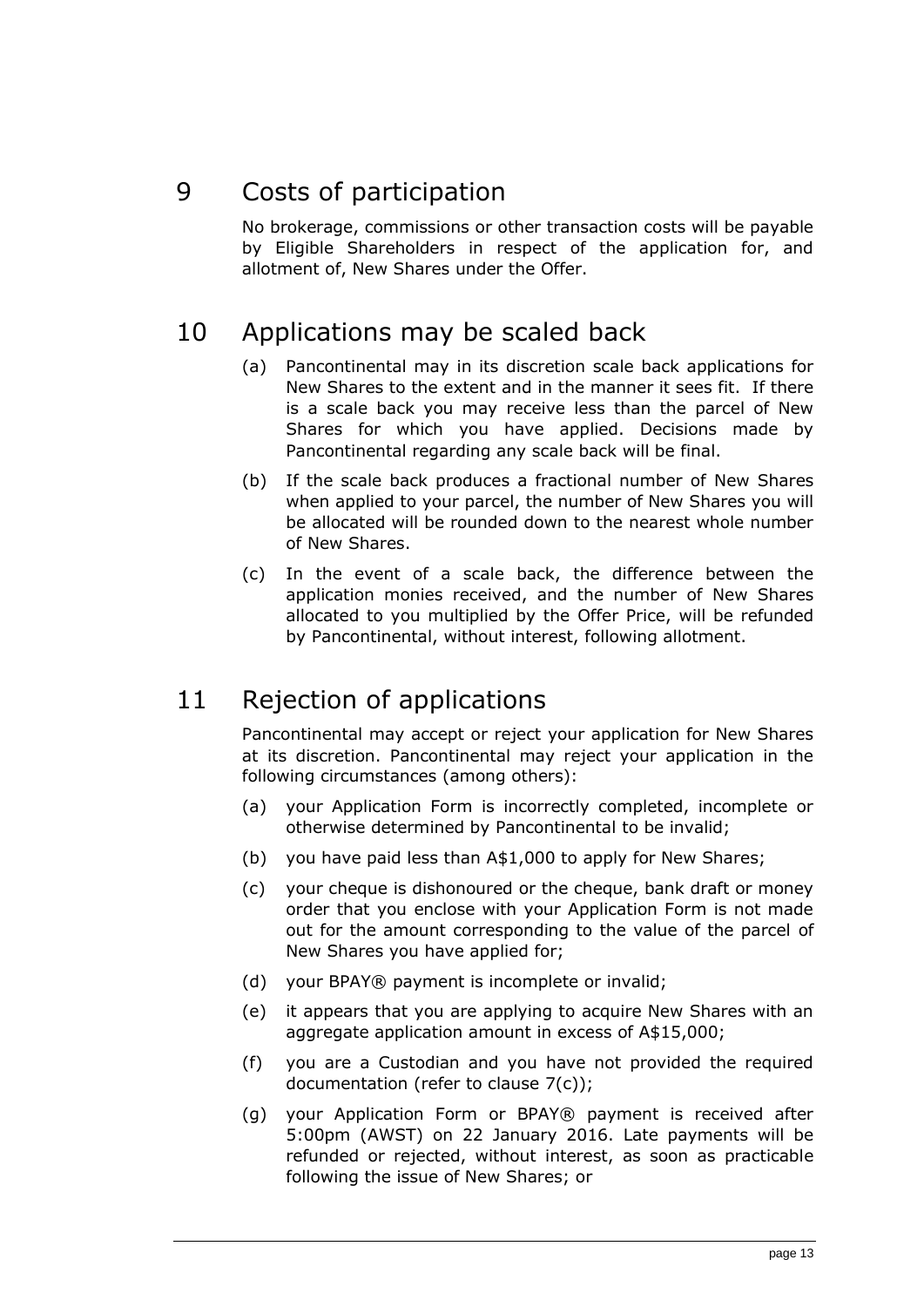## 9 Costs of participation

No brokerage, commissions or other transaction costs will be payable by Eligible Shareholders in respect of the application for, and allotment of, New Shares under the Offer.

## 10 Applications may be scaled back

(a) Pancontinental may in its discretion scale back applications for New Shares to the extent and in the manner it sees fit. If there is a scale back you may receive less than the parcel of New Shares for which you have applied. Decisions made by Pancontinental regarding any scale back will be final.

(b) If the scale back produces a fractional number of New Shares when applied to your parcel, the number of New Shares you will be allocated will be rounded down to the nearest whole number of New Shares.

(c) In the event of a scale back, the difference between the application monies received, and the number of New Shares allocated to you multiplied by the Offer Price, will be refunded by Pancontinental, without interest, following allotment.

## 11 Rejection of applications

Pancontinental may accept or reject your application for New Shares at its discretion. Pancontinental may reject your application in the following circumstances (among others):

(a) your Application Form is incorrectly completed, incomplete or otherwise determined by Pancontinental to be invalid;

(b) you have paid less than A$1,000 to apply for New Shares;

(c) your cheque is dishonoured or the cheque, bank draft or money order that you enclose with your Application Form is not made out for the amount corresponding to the value of the parcel of New Shares you have applied for;

(d) your BPAY® payment is incomplete or invalid;

(e) it appears that you are applying to acquire New Shares with an aggregate application amount in excess of A$15,000;

(f) you are a Custodian and you have not provided the required documentation (refer to clause 7(c));

(g) your Application Form or BPAY® payment is received after 5:00pm (AWST) on 22 January 2016. Late payments will be refunded or rejected, without interest, as soon as practicable following the issue of New Shares; or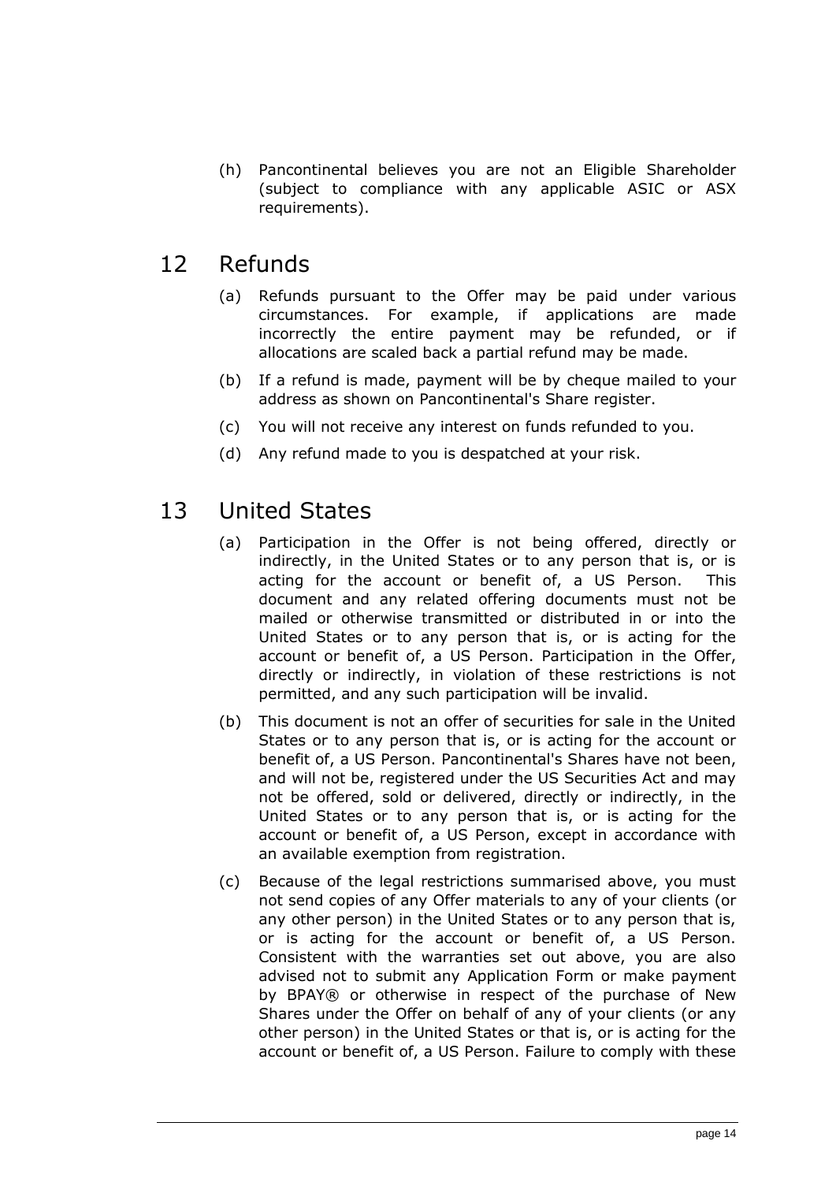(h) Pancontinental believes you are not an Eligible Shareholder (subject to compliance with any applicable ASIC or ASX requirements).

## 12 Refunds

(a) Refunds pursuant to the Offer may be paid under various circumstances. For example, if applications are made incorrectly the entire payment may be refunded, or if allocations are scaled back a partial refund may be made.

(b) If a refund is made, payment will be by cheque mailed to your address as shown on Pancontinental's Share register.

(c) You will not receive any interest on funds refunded to you.

(d) Any refund made to you is despatched at your risk.

## 13 United States

(a) Participation in the Offer is not being offered, directly or indirectly, in the United States or to any person that is, or is acting for the account or benefit of, a US Person. This document and any related offering documents must not be mailed or otherwise transmitted or distributed in or into the United States or to any person that is, or is acting for the account or benefit of, a US Person. Participation in the Offer, directly or indirectly, in violation of these restrictions is not permitted, and any such participation will be invalid.

(b) This document is not an offer of securities for sale in the United States or to any person that is, or is acting for the account or benefit of, a US Person. Pancontinental's Shares have not been, and will not be, registered under the US Securities Act and may not be offered, sold or delivered, directly or indirectly, in the United States or to any person that is, or is acting for the account or benefit of, a US Person, except in accordance with an available exemption from registration.

(c) Because of the legal restrictions summarised above, you must not send copies of any Offer materials to any of your clients (or any other person) in the United States or to any person that is, or is acting for the account or benefit of, a US Person. Consistent with the warranties set out above, you are also advised not to submit any Application Form or make payment by BPAY® or otherwise in respect of the purchase of New Shares under the Offer on behalf of any of your clients (or any other person) in the United States or that is, or is acting for the account or benefit of, a US Person. Failure to comply with these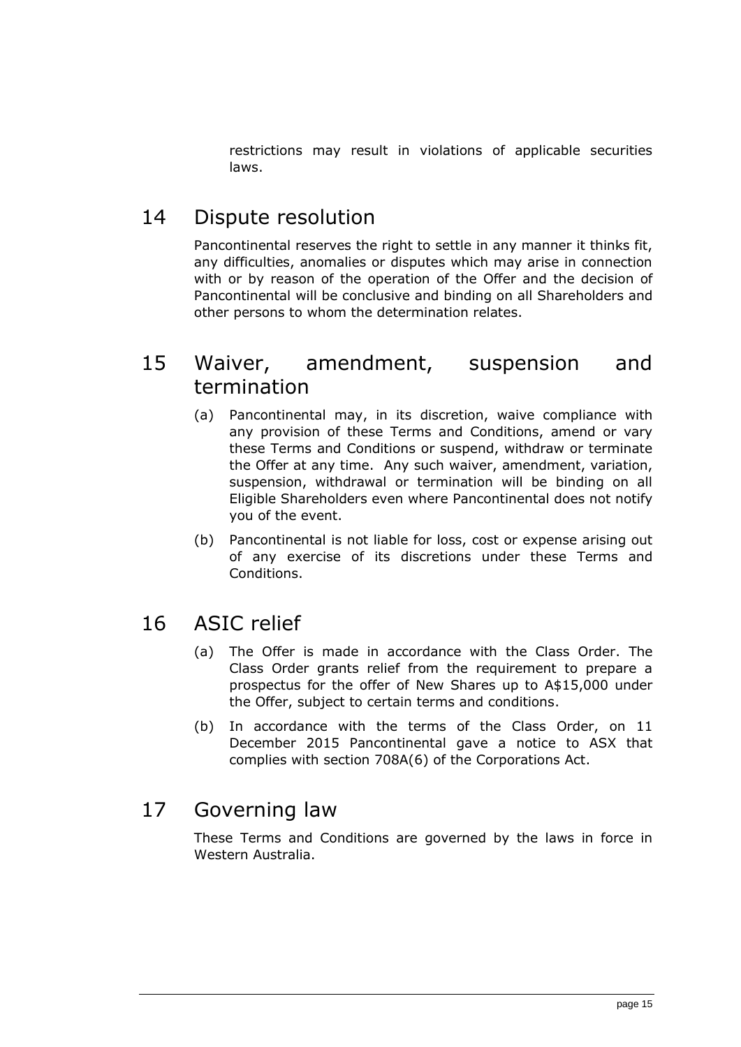restrictions may result in violations of applicable securities laws.

## 14 Dispute resolution

Pancontinental reserves the right to settle in any manner it thinks fit, any difficulties, anomalies or disputes which may arise in connection with or by reason of the operation of the Offer and the decision of Pancontinental will be conclusive and binding on all Shareholders and other persons to whom the determination relates.

## 15 Waiver, amendment, suspension and termination

(a) Pancontinental may, in its discretion, waive compliance with any provision of these Terms and Conditions, amend or vary these Terms and Conditions or suspend, withdraw or terminate the Offer at any time. Any such waiver, amendment, variation, suspension, withdrawal or termination will be binding on all Eligible Shareholders even where Pancontinental does not notify you of the event.

(b) Pancontinental is not liable for loss, cost or expense arising out of any exercise of its discretions under these Terms and Conditions.

## 16 ASIC relief

(a) The Offer is made in accordance with the Class Order. The Class Order grants relief from the requirement to prepare a prospectus for the offer of New Shares up to A$15,000 under the Offer, subject to certain terms and conditions.

(b) In accordance with the terms of the Class Order, on 11 December 2015 Pancontinental gave a notice to ASX that complies with section 708A(6) of the Corporations Act.

## 17 Governing law

These Terms and Conditions are governed by the laws in force in Western Australia.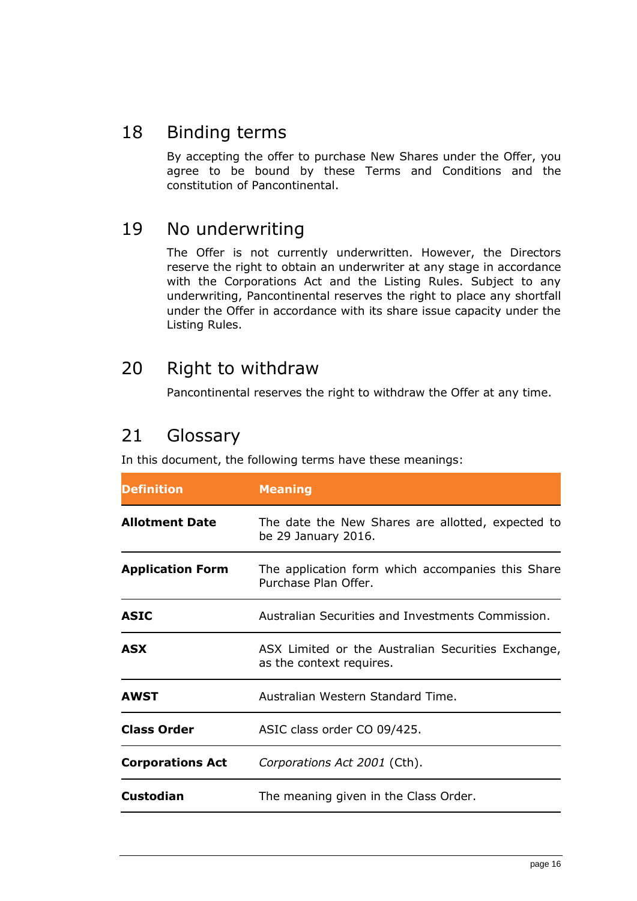## 18 Binding terms

By accepting the offer to purchase New Shares under the Offer, you agree to be bound by these Terms and Conditions and the constitution of Pancontinental.

## 19 No underwriting

The Offer is not currently underwritten. However, the Directors reserve the right to obtain an underwriter at any stage in accordance with the Corporations Act and the Listing Rules. Subject to any underwriting, Pancontinental reserves the right to place any shortfall under the Offer in accordance with its share issue capacity under the Listing Rules.

## 20 Right to withdraw

Pancontinental reserves the right to withdraw the Offer at any time.

## 21 Glossary

In this document, the following terms have these meanings:

| Definition | Meaning |
|---|---|
| **Allotment Date** | The date the New Shares are allotted, expected to be 29 January 2016. |
| **Application Form** | The application form which accompanies this Share Purchase Plan Offer. |
| **ASIC** | Australian Securities and Investments Commission. |
| **ASX** | ASX Limited or the Australian Securities Exchange, as the context requires. |
| **AWST** | Australian Western Standard Time. |
| **Class Order** | ASIC class order CO 09/425. |
| **Corporations Act** | *Corporations Act 2001* (Cth). |
| **Custodian** | The meaning given in the Class Order. |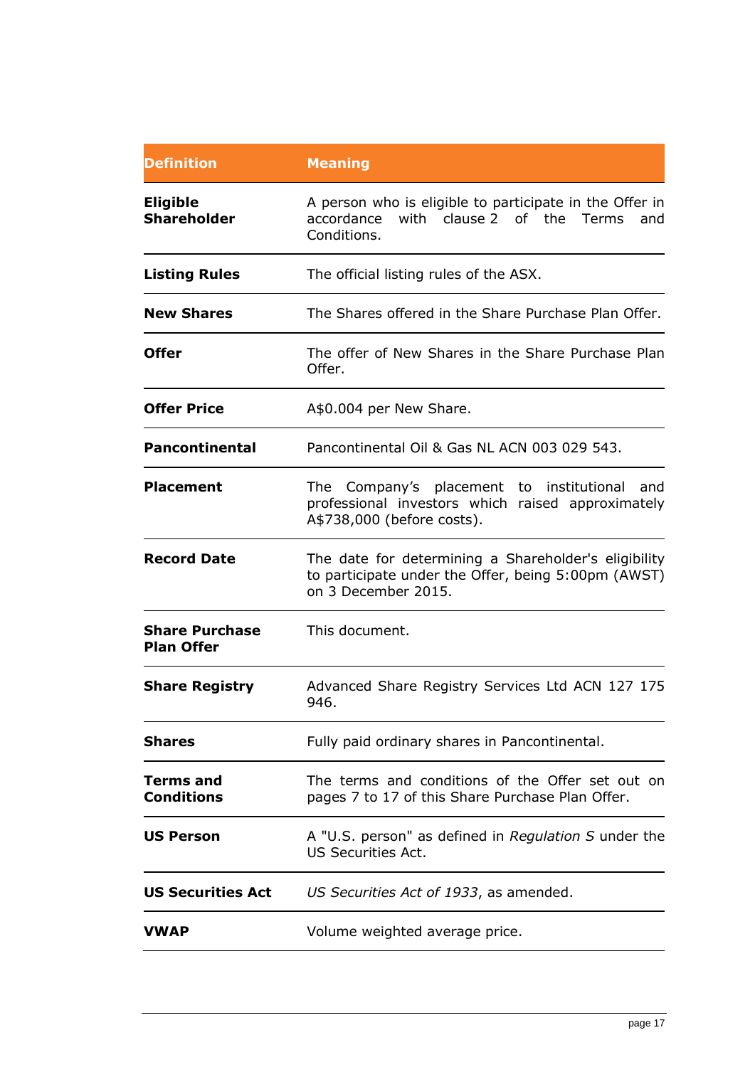| Definition | Meaning |
|---|---|
| **Eligible Shareholder** | A person who is eligible to participate in the Offer in accordance with clause 2 of the Terms and Conditions. |
| **Listing Rules** | The official listing rules of the ASX. |
| **New Shares** | The Shares offered in the Share Purchase Plan Offer. |
| **Offer** | The offer of New Shares in the Share Purchase Plan Offer. |
| **Offer Price** | A$0.004 per New Share. |
| **Pancontinental** | Pancontinental Oil & Gas NL ACN 003 029 543. |
| **Placement** | The Company's placement to institutional and professional investors which raised approximately A$738,000 (before costs). |
| **Record Date** | The date for determining a Shareholder's eligibility to participate under the Offer, being 5:00pm (AWST) on 3 December 2015. |
| **Share Purchase Plan Offer** | This document. |
| **Share Registry** | Advanced Share Registry Services Ltd ACN 127 175 946. |
| **Shares** | Fully paid ordinary shares in Pancontinental. |
| **Terms and Conditions** | The terms and conditions of the Offer set out on pages 7 to 17 of this Share Purchase Plan Offer. |
| **US Person** | A "U.S. person" as defined in *Regulation S* under the US Securities Act. |
| **US Securities Act** | *US Securities Act of 1933*, as amended. |
| **VWAP** | Volume weighted average price. |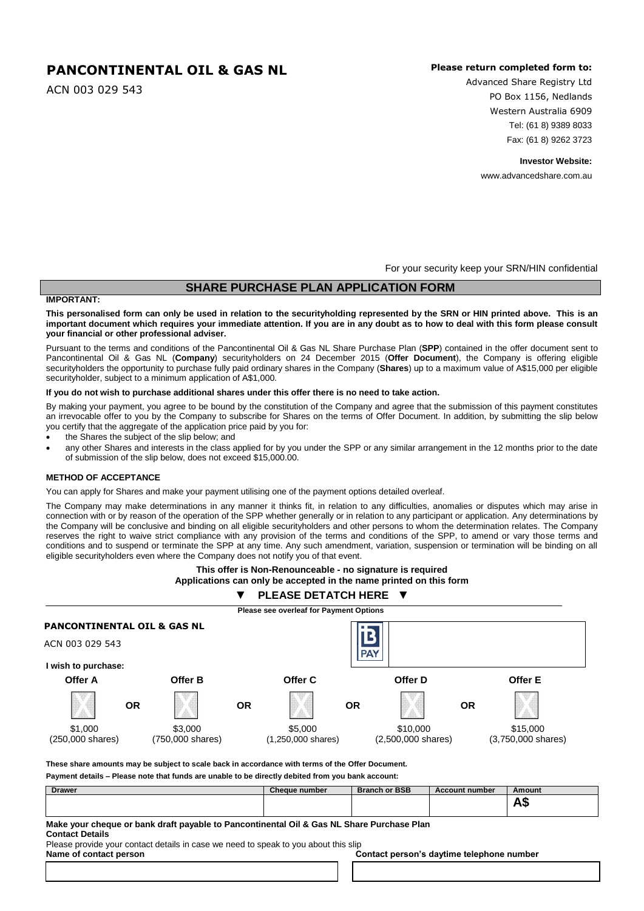# PANCONTINENTAL OIL & GAS NL

ACN 003 029 543

**Please return completed form to:**

Advanced Share Registry Ltd
PO Box 1156, Nedlands
Western Australia 6909
Tel: (61 8) 9389 8033
Fax: (61 8) 9262 3723

**Investor Website:**

www.advancedshare.com.au

For your security keep your SRN/HIN confidential

## SHARE PURCHASE PLAN APPLICATION FORM

**IMPORTANT:**

**This personalised form can only be used in relation to the securityholding represented by the SRN or HIN printed above. This is an important document which requires your immediate attention. If you are in any doubt as to how to deal with this form please consult your financial or other professional adviser.**

Pursuant to the terms and conditions of the Pancontinental Oil & Gas NL Share Purchase Plan (**SPP**) contained in the offer document sent to Pancontinental Oil & Gas NL (**Company**) securityholders on 24 December 2015 (**Offer Document**), the Company is offering eligible securityholders the opportunity to purchase fully paid ordinary shares in the Company (**Shares**) up to a maximum value of A$15,000 per eligible securityholder, subject to a minimum application of A$1,000.

**If you do not wish to purchase additional shares under this offer there is no need to take action.**

By making your payment, you agree to be bound by the constitution of the Company and agree that the submission of this payment constitutes an irrevocable offer to you by the Company to subscribe for Shares on the terms of Offer Document. In addition, by submitting the slip below you certify that the aggregate of the application price paid by you for:

- the Shares the subject of the slip below; and
- any other Shares and interests in the class applied for by you under the SPP or any similar arrangement in the 12 months prior to the date of submission of the slip below, does not exceed $15,000.00.

**METHOD OF ACCEPTANCE**

You can apply for Shares and make your payment utilising one of the payment options detailed overleaf.

The Company may make determinations in any manner it thinks fit, in relation to any difficulties, anomalies or disputes which may arise in connection with or by reason of the operation of the SPP whether generally or in relation to any participant or application. Any determinations by the Company will be conclusive and binding on all eligible securityholders and other persons to whom the determination relates. The Company reserves the right to waive strict compliance with any provision of the terms and conditions of the SPP, to amend or vary those terms and conditions and to suspend or terminate the SPP at any time. Any such amendment, variation, suspension or termination will be binding on all eligible securityholders even where the Company does not notify you of that event.

**This offer is Non-Renounceable - no signature is required**
**Applications can only be accepted in the name printed on this form**

**▼ PLEASE DETATCH HERE ▼**

**Please see overleaf for Payment Options**

**PANCONTINENTAL OIL & GAS NL**

ACN 003 029 543

BPAY

**I wish to purchase:**

| Offer A | | Offer B | | Offer C | | Offer D | | Offer E |
|---|---|---|---|---|---|---|---|---|
| ☐ | OR | ☐ | OR | ☐ | OR | ☐ | OR | ☐ |
| $1,000 (250,000 shares) | | $3,000 (750,000 shares) | | $5,000 (1,250,000 shares) | | $10,000 (2,500,000 shares) | | $15,000 (3,750,000 shares) |

**These share amounts may be subject to scale back in accordance with terms of the Offer Document.**

**Payment details – Please note that funds are unable to be directly debited from you bank account:**

| Drawer | Cheque number | Branch or BSB | Account number | Amount |
|---|---|---|---|---|
| | | | | A$ |

**Make your cheque or bank draft payable to Pancontinental Oil & Gas NL Share Purchase Plan**

**Contact Details**

Please provide your contact details in case we need to speak to you about this slip

| Name of contact person | Contact person's daytime telephone number |
|---|---|
| | |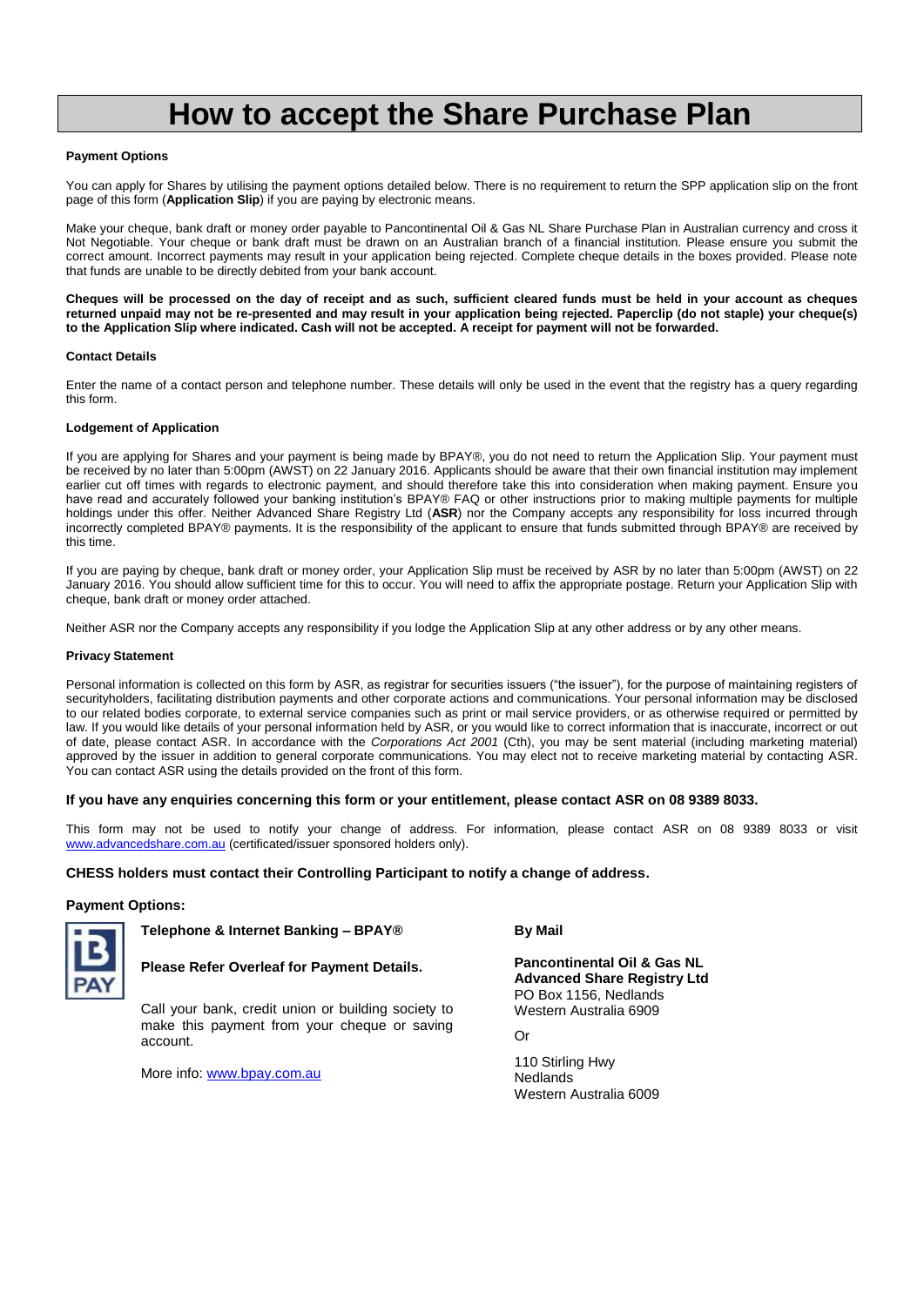# How to accept the Share Purchase Plan

**Payment Options**

You can apply for Shares by utilising the payment options detailed below. There is no requirement to return the SPP application slip on the front page of this form (**Application Slip**) if you are paying by electronic means.

Make your cheque, bank draft or money order payable to Pancontinental Oil & Gas NL Share Purchase Plan in Australian currency and cross it Not Negotiable. Your cheque or bank draft must be drawn on an Australian branch of a financial institution. Please ensure you submit the correct amount. Incorrect payments may result in your application being rejected. Complete cheque details in the boxes provided. Please note that funds are unable to be directly debited from your bank account.

**Cheques will be processed on the day of receipt and as such, sufficient cleared funds must be held in your account as cheques returned unpaid may not be re-presented and may result in your application being rejected. Paperclip (do not staple) your cheque(s) to the Application Slip where indicated. Cash will not be accepted. A receipt for payment will not be forwarded.**

**Contact Details**

Enter the name of a contact person and telephone number. These details will only be used in the event that the registry has a query regarding this form.

**Lodgement of Application**

If you are applying for Shares and your payment is being made by BPAY®, you do not need to return the Application Slip. Your payment must be received by no later than 5:00pm (AWST) on 22 January 2016. Applicants should be aware that their own financial institution may implement earlier cut off times with regards to electronic payment, and should therefore take this into consideration when making payment. Ensure you have read and accurately followed your banking institution's BPAY® FAQ or other instructions prior to making multiple payments for multiple holdings under this offer. Neither Advanced Share Registry Ltd (**ASR**) nor the Company accepts any responsibility for loss incurred through incorrectly completed BPAY® payments. It is the responsibility of the applicant to ensure that funds submitted through BPAY® are received by this time.

If you are paying by cheque, bank draft or money order, your Application Slip must be received by ASR by no later than 5:00pm (AWST) on 22 January 2016. You should allow sufficient time for this to occur. You will need to affix the appropriate postage. Return your Application Slip with cheque, bank draft or money order attached.

Neither ASR nor the Company accepts any responsibility if you lodge the Application Slip at any other address or by any other means.

**Privacy Statement**

Personal information is collected on this form by ASR, as registrar for securities issuers ("the issuer"), for the purpose of maintaining registers of securityholders, facilitating distribution payments and other corporate actions and communications. Your personal information may be disclosed to our related bodies corporate, to external service companies such as print or mail service providers, or as otherwise required or permitted by law. If you would like details of your personal information held by ASR, or you would like to correct information that is inaccurate, incorrect or out of date, please contact ASR. In accordance with the *Corporations Act 2001* (Cth), you may be sent material (including marketing material) approved by the issuer in addition to general corporate communications. You may elect not to receive marketing material by contacting ASR. You can contact ASR using the details provided on the front of this form.

**If you have any enquiries concerning this form or your entitlement, please contact ASR on 08 9389 8033.**

This form may not be used to notify your change of address. For information, please contact ASR on 08 9389 8033 or visit www.advancedshare.com.au (certificated/issuer sponsored holders only).

**CHESS holders must contact their Controlling Participant to notify a change of address.**

**Payment Options:**

**Telephone & Internet Banking – BPAY®**

**Please Refer Overleaf for Payment Details.**

Call your bank, credit union or building society to make this payment from your cheque or saving account.

More info: www.bpay.com.au

**By Mail**

**Pancontinental Oil & Gas NL**
**Advanced Share Registry Ltd**
PO Box 1156, Nedlands
Western Australia 6909

Or

110 Stirling Hwy
Nedlands
Western Australia 6009